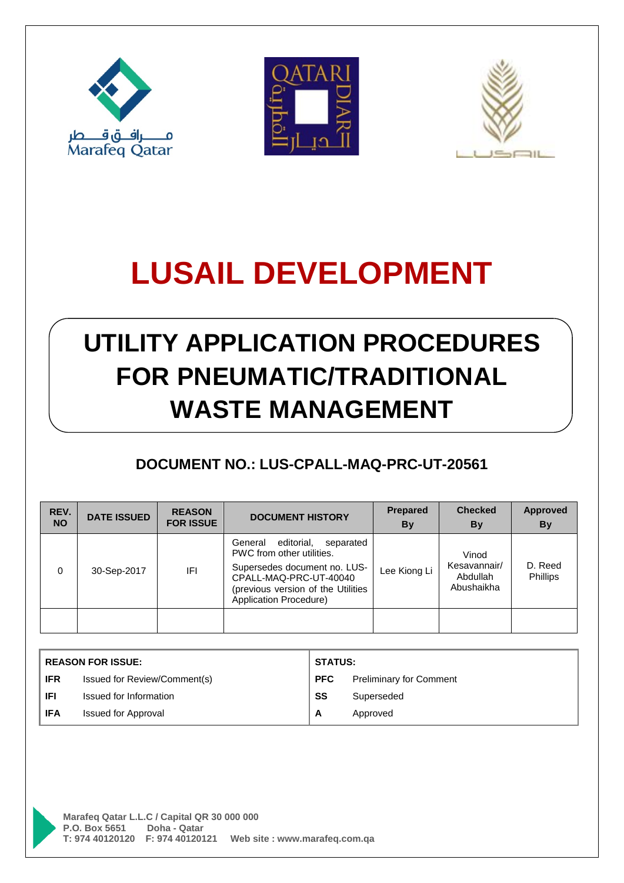Marafeq Qatar

QATARI DIAR

LUSAIL

# LUSAIL DEVELOPMENT

# UTILITY APPLICATION PROCEDURES FOR PNEUMATIC/TRADITIONAL WASTE MANAGEMENT

## DOCUMENT NO.: LUS-CPALL-MAQ-PRC-UT-20561

| REV. NO | DATE ISSUED | REASON FOR ISSUE | DOCUMENT HISTORY | Prepared By | Checked By | Approved By |
|---|---|---|---|---|---|---|
| 0 | 30-Sep-2017 | IFI | General editorial, separated PWC from other utilities. Supersedes document no. LUS-CPALL-MAQ-PRC-UT-40040 (previous version of the Utilities Application Procedure) | Lee Kiong Li | Vinod Kesavannair/ Abdullah Abushaikha | D. Reed Phillips |
| | | | | | | |

| REASON FOR ISSUE: | | STATUS: | |
|---|---|---|---|
| **IFR** | Issued for Review/Comment(s) | **PFC** | Preliminary for Comment |
| **IFI** | Issued for Information | **SS** | Superseded |
| **IFA** | Issued for Approval | **A** | Approved |

**Marafeq Qatar L.L.C / Capital QR 30 000 000**
**P.O. Box 5651 Doha - Qatar**
**T: 974 40120120 F: 974 40120121 Web site : www.marafeq.com.qa**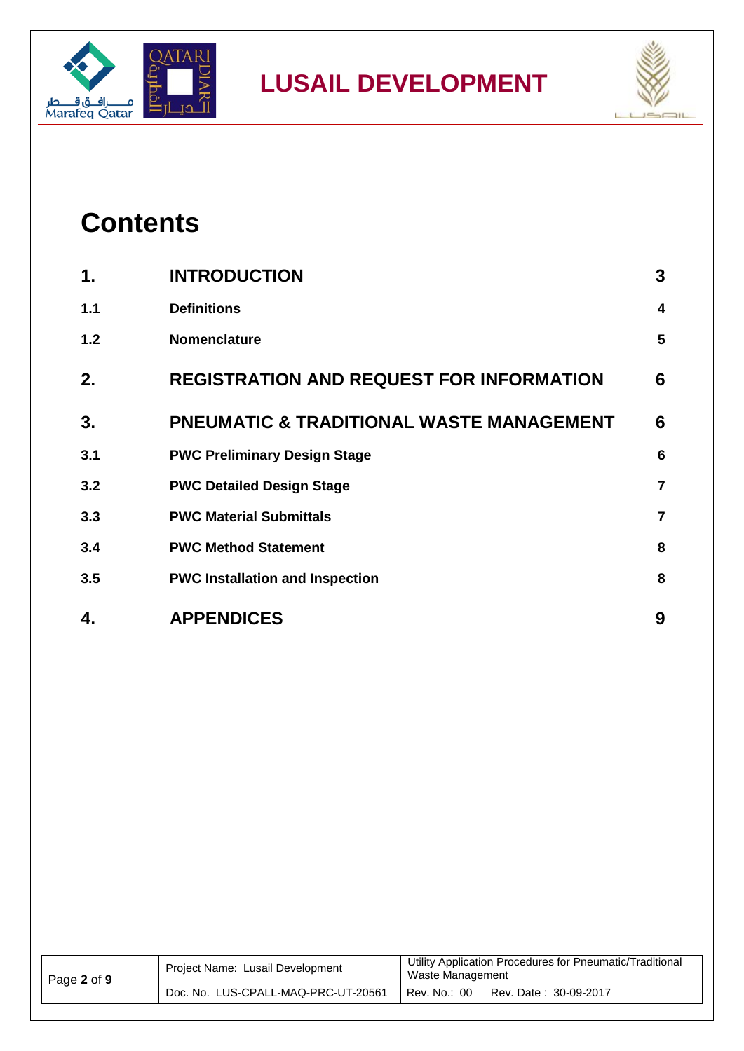# Contents

| | | |
|---|---|---|
| **1.** | **INTRODUCTION** | **3** |
| **1.1** | **Definitions** | **4** |
| **1.2** | **Nomenclature** | **5** |
| **2.** | **REGISTRATION AND REQUEST FOR INFORMATION** | **6** |
| **3.** | **PNEUMATIC & TRADITIONAL WASTE MANAGEMENT** | **6** |
| **3.1** | **PWC Preliminary Design Stage** | **6** |
| **3.2** | **PWC Detailed Design Stage** | **7** |
| **3.3** | **PWC Material Submittals** | **7** |
| **3.4** | **PWC Method Statement** | **8** |
| **3.5** | **PWC Installation and Inspection** | **8** |
| **4.** | **APPENDICES** | **9** |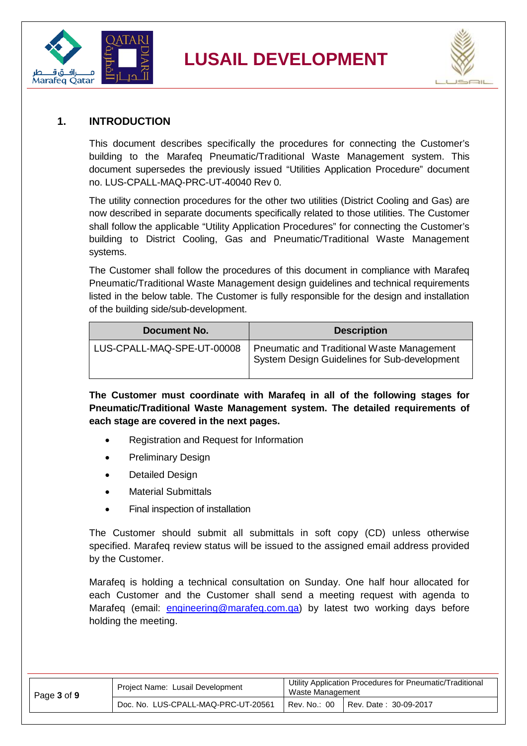# 1. INTRODUCTION

This document describes specifically the procedures for connecting the Customer's building to the Marafeq Pneumatic/Traditional Waste Management system. This document supersedes the previously issued "Utilities Application Procedure" document no. LUS-CPALL-MAQ-PRC-UT-40040 Rev 0.

The utility connection procedures for the other two utilities (District Cooling and Gas) are now described in separate documents specifically related to those utilities. The Customer shall follow the applicable "Utility Application Procedures" for connecting the Customer's building to District Cooling, Gas and Pneumatic/Traditional Waste Management systems.

The Customer shall follow the procedures of this document in compliance with Marafeq Pneumatic/Traditional Waste Management design guidelines and technical requirements listed in the below table. The Customer is fully responsible for the design and installation of the building side/sub-development.

| Document No. | Description |
|---|---|
| LUS-CPALL-MAQ-SPE-UT-00008 | Pneumatic and Traditional Waste Management System Design Guidelines for Sub-development |

**The Customer must coordinate with Marafeq in all of the following stages for Pneumatic/Traditional Waste Management system. The detailed requirements of each stage are covered in the next pages.**

- Registration and Request for Information
- Preliminary Design
- Detailed Design
- Material Submittals
- Final inspection of installation

The Customer should submit all submittals in soft copy (CD) unless otherwise specified. Marafeq review status will be issued to the assigned email address provided by the Customer.

Marafeq is holding a technical consultation on Sunday. One half hour allocated for each Customer and the Customer shall send a meeting request with agenda to Marafeq (email: engineering@marafeq.com.qa) by latest two working days before holding the meeting.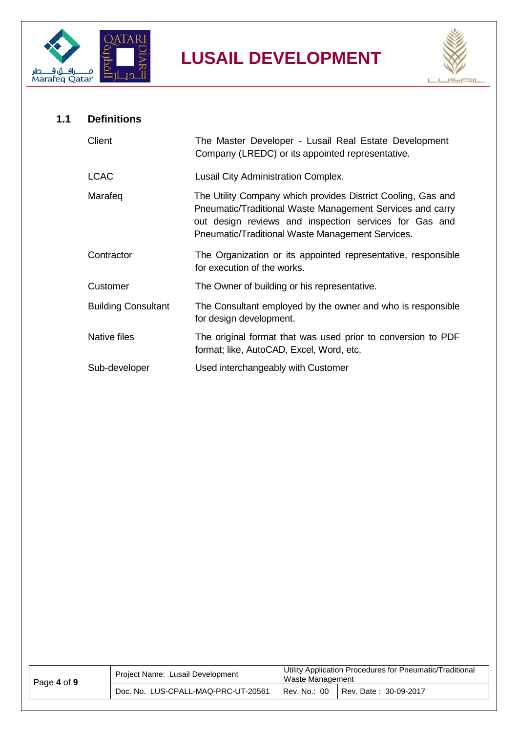### 1.1 Definitions

| | |
|---|---|
| Client | The Master Developer - Lusail Real Estate Development Company (LREDC) or its appointed representative. |
| LCAC | Lusail City Administration Complex. |
| Marafeq | The Utility Company which provides District Cooling, Gas and Pneumatic/Traditional Waste Management Services and carry out design reviews and inspection services for Gas and Pneumatic/Traditional Waste Management Services. |
| Contractor | The Organization or its appointed representative, responsible for execution of the works. |
| Customer | The Owner of building or his representative. |
| Building Consultant | The Consultant employed by the owner and who is responsible for design development. |
| Native files | The original format that was used prior to conversion to PDF format; like, AutoCAD, Excel, Word, etc. |
| Sub-developer | Used interchangeably with Customer |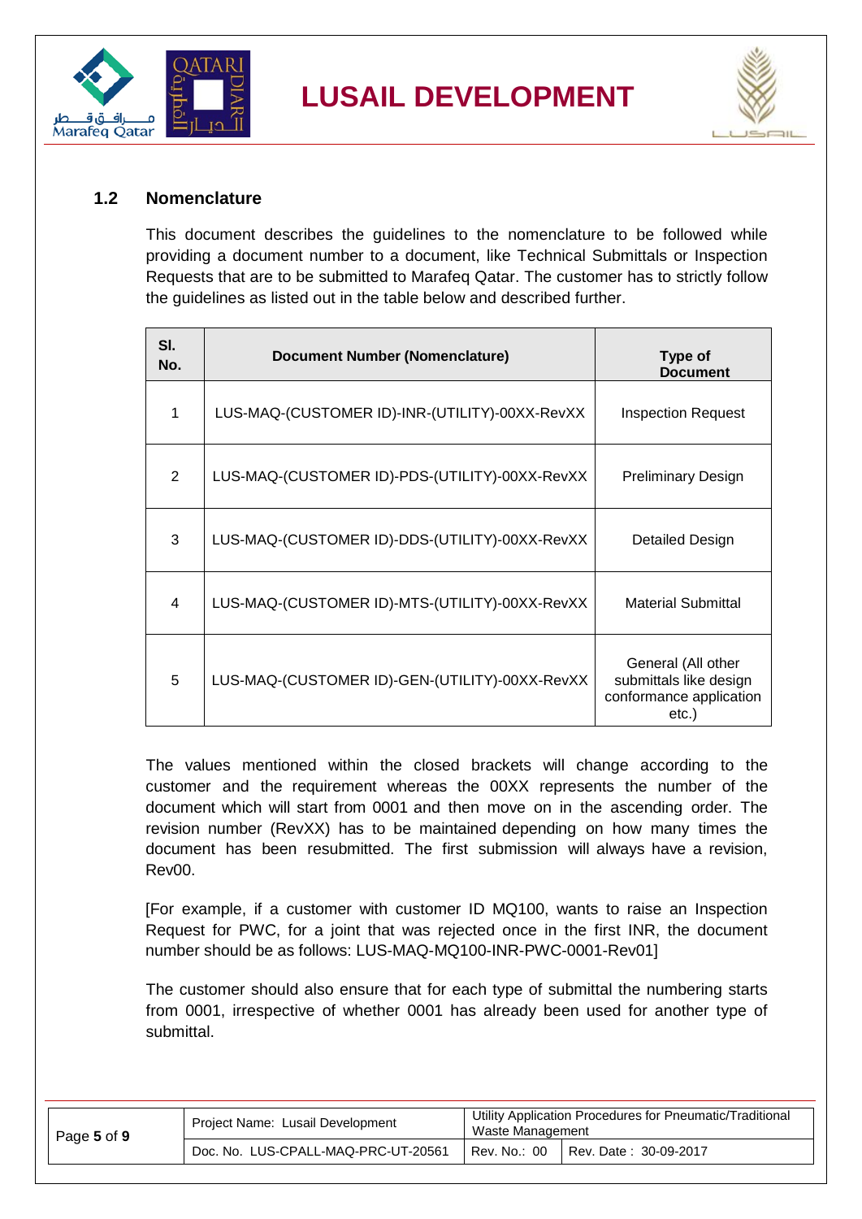## 1.2 Nomenclature

This document describes the guidelines to the nomenclature to be followed while providing a document number to a document, like Technical Submittals or Inspection Requests that are to be submitted to Marafeq Qatar. The customer has to strictly follow the guidelines as listed out in the table below and described further.

| Sl. No. | Document Number (Nomenclature) | Type of Document |
|---|---|---|
| 1 | LUS-MAQ-(CUSTOMER ID)-INR-(UTILITY)-00XX-RevXX | Inspection Request |
| 2 | LUS-MAQ-(CUSTOMER ID)-PDS-(UTILITY)-00XX-RevXX | Preliminary Design |
| 3 | LUS-MAQ-(CUSTOMER ID)-DDS-(UTILITY)-00XX-RevXX | Detailed Design |
| 4 | LUS-MAQ-(CUSTOMER ID)-MTS-(UTILITY)-00XX-RevXX | Material Submittal |
| 5 | LUS-MAQ-(CUSTOMER ID)-GEN-(UTILITY)-00XX-RevXX | General (All other submittals like design conformance application etc.) |

The values mentioned within the closed brackets will change according to the customer and the requirement whereas the 00XX represents the number of the document which will start from 0001 and then move on in the ascending order. The revision number (RevXX) has to be maintained depending on how many times the document has been resubmitted. The first submission will always have a revision, Rev00.

[For example, if a customer with customer ID MQ100, wants to raise an Inspection Request for PWC, for a joint that was rejected once in the first INR, the document number should be as follows: LUS-MAQ-MQ100-INR-PWC-0001-Rev01]

The customer should also ensure that for each type of submittal the numbering starts from 0001, irrespective of whether 0001 has already been used for another type of submittal.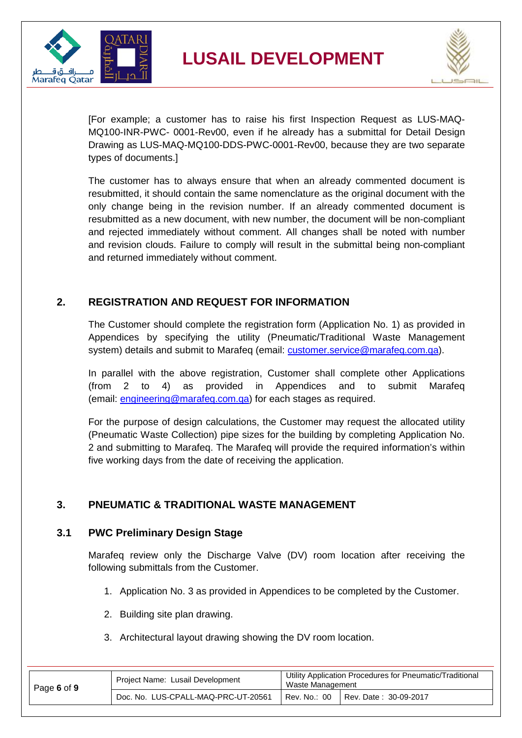[For example; a customer has to raise his first Inspection Request as LUS-MAQ-MQ100-INR-PWC- 0001-Rev00, even if he already has a submittal for Detail Design Drawing as LUS-MAQ-MQ100-DDS-PWC-0001-Rev00, because they are two separate types of documents.]

The customer has to always ensure that when an already commented document is resubmitted, it should contain the same nomenclature as the original document with the only change being in the revision number. If an already commented document is resubmitted as a new document, with new number, the document will be non-compliant and rejected immediately without comment. All changes shall be noted with number and revision clouds. Failure to comply will result in the submittal being non-compliant and returned immediately without comment.

## 2. REGISTRATION AND REQUEST FOR INFORMATION

The Customer should complete the registration form (Application No. 1) as provided in Appendices by specifying the utility (Pneumatic/Traditional Waste Management system) details and submit to Marafeq (email: customer.service@marafeq.com.qa).

In parallel with the above registration, Customer shall complete other Applications (from 2 to 4) as provided in Appendices and to submit Marafeq (email: engineering@marafeq.com.qa) for each stages as required.

For the purpose of design calculations, the Customer may request the allocated utility (Pneumatic Waste Collection) pipe sizes for the building by completing Application No. 2 and submitting to Marafeq. The Marafeq will provide the required information's within five working days from the date of receiving the application.

## 3. PNEUMATIC & TRADITIONAL WASTE MANAGEMENT

### 3.1 PWC Preliminary Design Stage

Marafeq review only the Discharge Valve (DV) room location after receiving the following submittals from the Customer.

1. Application No. 3 as provided in Appendices to be completed by the Customer.
2. Building site plan drawing.
3. Architectural layout drawing showing the DV room location.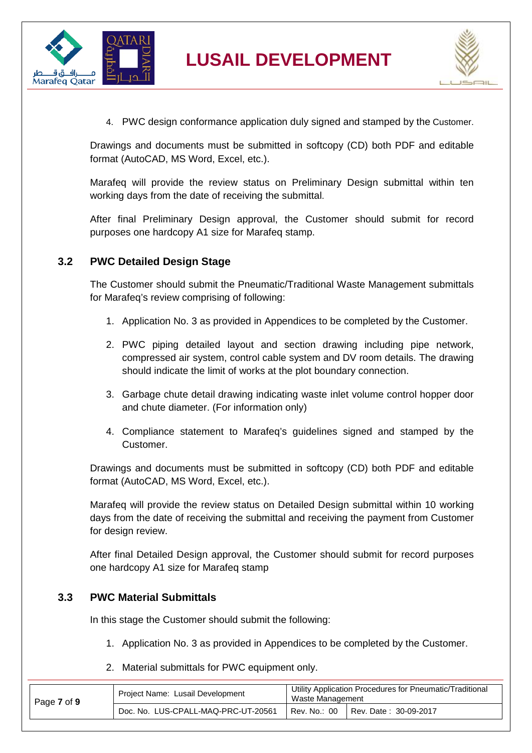4. PWC design conformance application duly signed and stamped by the Customer.

Drawings and documents must be submitted in softcopy (CD) both PDF and editable format (AutoCAD, MS Word, Excel, etc.).

Marafeq will provide the review status on Preliminary Design submittal within ten working days from the date of receiving the submittal.

After final Preliminary Design approval, the Customer should submit for record purposes one hardcopy A1 size for Marafeq stamp.

## 3.2 PWC Detailed Design Stage

The Customer should submit the Pneumatic/Traditional Waste Management submittals for Marafeq's review comprising of following:

1. Application No. 3 as provided in Appendices to be completed by the Customer.
2. PWC piping detailed layout and section drawing including pipe network, compressed air system, control cable system and DV room details. The drawing should indicate the limit of works at the plot boundary connection.
3. Garbage chute detail drawing indicating waste inlet volume control hopper door and chute diameter. (For information only)
4. Compliance statement to Marafeq's guidelines signed and stamped by the Customer.

Drawings and documents must be submitted in softcopy (CD) both PDF and editable format (AutoCAD, MS Word, Excel, etc.).

Marafeq will provide the review status on Detailed Design submittal within 10 working days from the date of receiving the submittal and receiving the payment from Customer for design review.

After final Detailed Design approval, the Customer should submit for record purposes one hardcopy A1 size for Marafeq stamp

## 3.3 PWC Material Submittals

In this stage the Customer should submit the following:

1. Application No. 3 as provided in Appendices to be completed by the Customer.
2. Material submittals for PWC equipment only.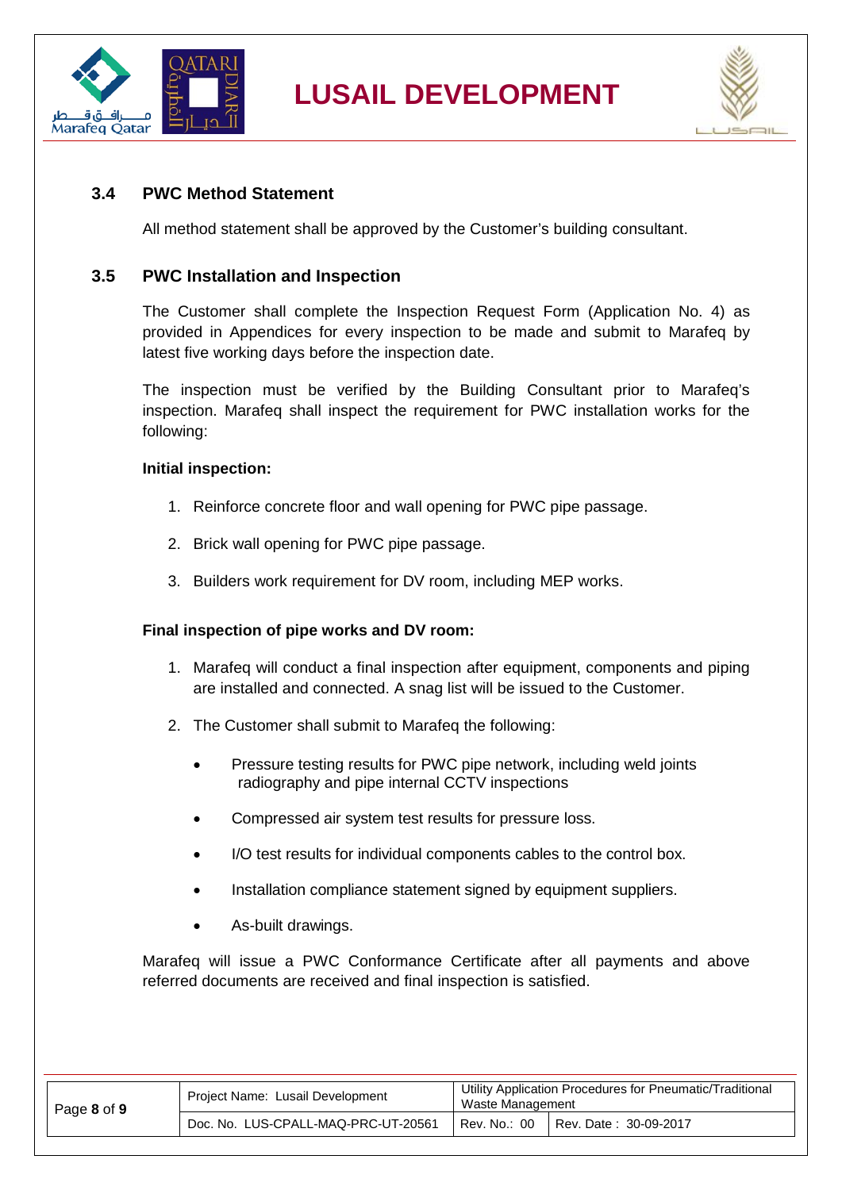### 3.4 PWC Method Statement

All method statement shall be approved by the Customer's building consultant.

### 3.5 PWC Installation and Inspection

The Customer shall complete the Inspection Request Form (Application No. 4) as provided in Appendices for every inspection to be made and submit to Marafeq by latest five working days before the inspection date.

The inspection must be verified by the Building Consultant prior to Marafeq's inspection. Marafeq shall inspect the requirement for PWC installation works for the following:

**Initial inspection:**

1. Reinforce concrete floor and wall opening for PWC pipe passage.
2. Brick wall opening for PWC pipe passage.
3. Builders work requirement for DV room, including MEP works.

**Final inspection of pipe works and DV room:**

1. Marafeq will conduct a final inspection after equipment, components and piping are installed and connected. A snag list will be issued to the Customer.
2. The Customer shall submit to Marafeq the following:
   - Pressure testing results for PWC pipe network, including weld joints radiography and pipe internal CCTV inspections
   - Compressed air system test results for pressure loss.
   - I/O test results for individual components cables to the control box.
   - Installation compliance statement signed by equipment suppliers.
   - As-built drawings.

Marafeq will issue a PWC Conformance Certificate after all payments and above referred documents are received and final inspection is satisfied.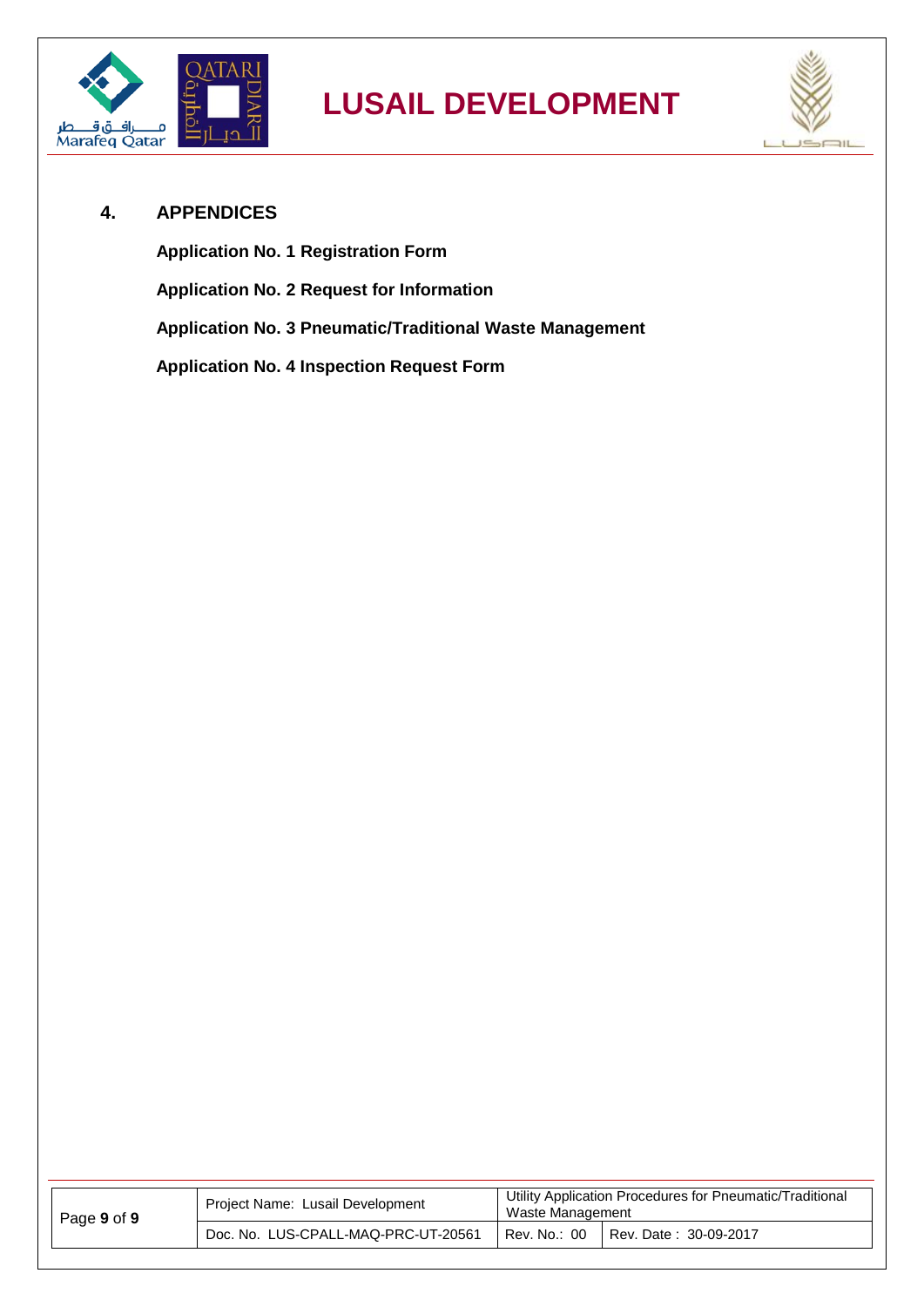## 4. APPENDICES

**Application No. 1 Registration Form**

**Application No. 2 Request for Information**

**Application No. 3 Pneumatic/Traditional Waste Management**

**Application No. 4 Inspection Request Form**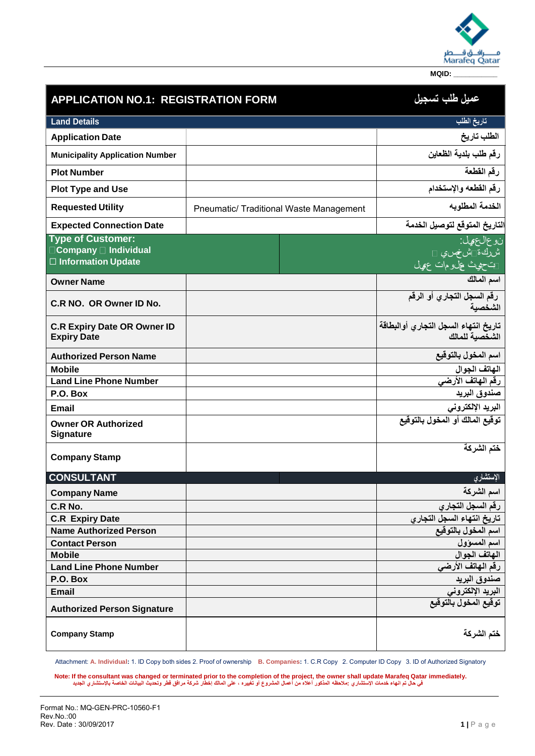Marafeq Qatar

MQID: ___________

## APPLICATION NO.1: REGISTRATION FORM — عميل طلب تسجيل

| Land Details | | تاريخ الطلب |
|---|---|---|
| Application Date | | الطلب تاريخ |
| Municipality Application Number | | رقم طلب بلدية الظعاين |
| Plot Number | | رقم القطعة |
| Plot Type and Use | | رقم القطعه والإستخدام |
| Requested Utility | Pneumatic/ Traditional Waste Management | الخدمة المطلوبه |
| Expected Connection Date | | التاريخ المتوقع لتوصيل الخدمة |
| Type of Customer: ☐Company ☐ Individual ☐ Information Update | | نوع العميل: شركة ☐ شخصي ☐ تحديث معلومات عميل ☐ |
| Owner Name | | اسم المالك |
| C.R NO. OR Owner ID No. | | رقم السجل التجاري أو الرقم الشخصية |
| C.R Expiry Date OR Owner ID Expiry Date | | تاريخ انتهاء السجل التجاري أوالبطاقة الشخصية للمالك |
| Authorized Person Name | | اسم المخول بالتوقيع |
| Mobile | | الهاتف الجوال |
| Land Line Phone Number | | رقم الهاتف الأرضي |
| P.O. Box | | صندوق البريد |
| Email | | البريد الإلكتروني |
| Owner OR Authorized Signature | | توقيع المالك أو المخول بالتوقيع |
| Company Stamp | | ختم الشركة |
| **CONSULTANT** | | الإستشاري |
| Company Name | | اسم الشركة |
| C.R No. | | رقم السجل التجاري |
| C.R Expiry Date | | تاريخ انتهاء السجل التجاري |
| Name Authorized Person | | اسم المخول بالتوقيع |
| Contact Person | | اسم المسؤول |
| Mobile | | الهاتف الجوال |
| Land Line Phone Number | | رقم الهاتف الأرضي |
| P.O. Box | | صندوق البريد |
| Email | | البريد الإلكتروني |
| Authorized Person Signature | | توقيع المخول بالتوقيع |
| Company Stamp | | ختم الشركة |

Attachment: A. Individual: 1. ID Copy both sides 2. Proof of ownership B. Companies: 1. C.R Copy 2. Computer ID Copy 3. ID of Authorized Signatory

**Note: If the consultant was changed or terminated prior to the completion of the project, the owner shall update Marafeq Qatar immediately.**
في حال تم انهاء خدمات الإستشاري :ملاحظه المذكور أعلاه من أعمال المشروع أو تغييره ، على المالك إخطار شركة مرافق قطر وتحديث البيانات الخاصة بالإستشاري الجديد

Format No.: MQ-GEN-PRC-10560-F1
Rev.No.:00
Rev. Date : 30/09/2017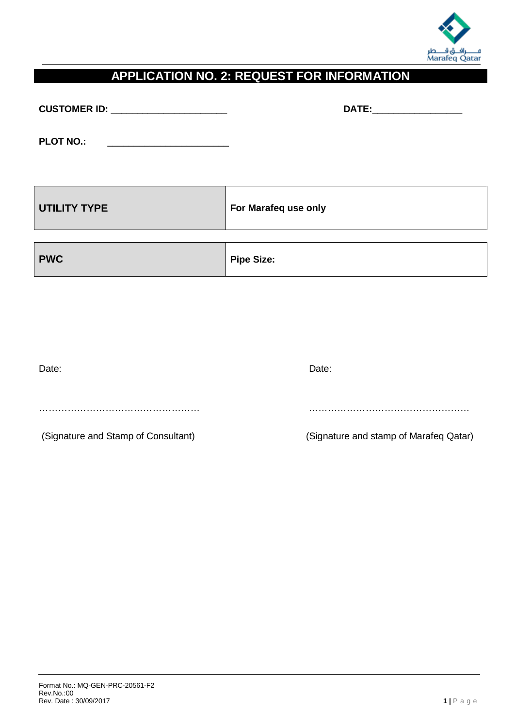# APPLICATION NO. 2: REQUEST FOR INFORMATION

**CUSTOMER ID:** ______________________ **DATE:**_________________

**PLOT NO.:** _______________________

| **UTILITY TYPE** | **For Marafeq use only** |
|---|---|
| **PWC** | **Pipe Size:** |

Date: Date:

……………………………………………… ………………………………………………

(Signature and Stamp of Consultant) (Signature and stamp of Marafeq Qatar)

Format No.: MQ-GEN-PRC-20561-F2
Rev.No.:00
Rev. Date : 30/09/2017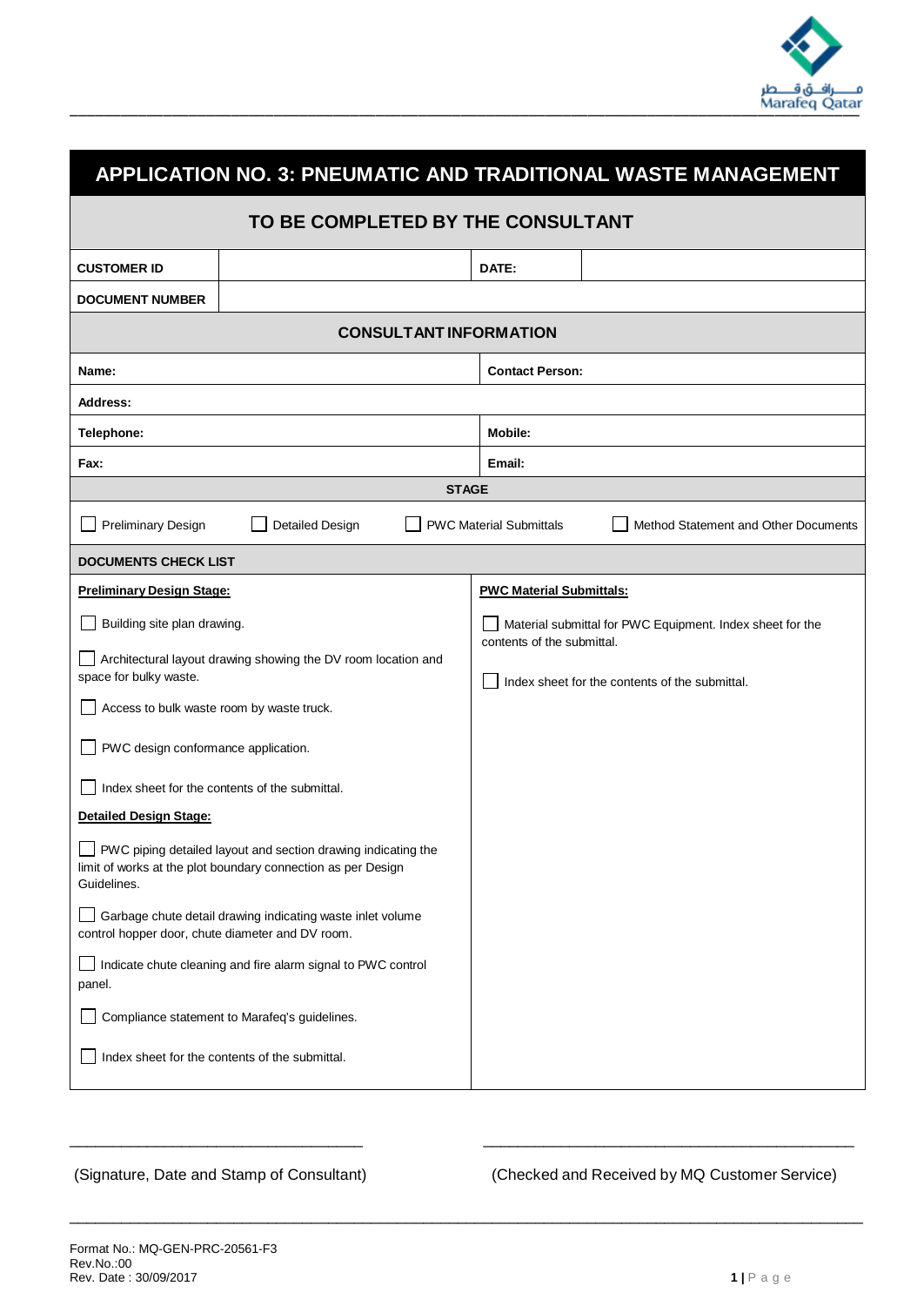# APPLICATION NO. 3: PNEUMATIC AND TRADITIONAL WASTE MANAGEMENT

## TO BE COMPLETED BY THE CONSULTANT

| **CUSTOMER ID** | | **DATE:** | |
|---|---|---|---|
| **DOCUMENT NUMBER** | | | |

### CONSULTANT INFORMATION

| | |
|---|---|
| **Name:** | **Contact Person:** |
| **Address:** | |
| **Telephone:** | **Mobile:** |
| **Fax:** | **Email:** |

**STAGE**

☐ Preliminary Design ☐ Detailed Design ☐ PWC Material Submittals ☐ Method Statement and Other Documents

**DOCUMENTS CHECK LIST**

**Preliminary Design Stage:**

- ☐ Building site plan drawing.
- ☐ Architectural layout drawing showing the DV room location and space for bulky waste.
- ☐ Access to bulk waste room by waste truck.
- ☐ PWC design conformance application.
- ☐ Index sheet for the contents of the submittal.

**Detailed Design Stage:**

- ☐ PWC piping detailed layout and section drawing indicating the limit of works at the plot boundary connection as per Design Guidelines.
- ☐ Garbage chute detail drawing indicating waste inlet volume control hopper door, chute diameter and DV room.
- ☐ Indicate chute cleaning and fire alarm signal to PWC control panel.
- ☐ Compliance statement to Marafeq's guidelines.
- ☐ Index sheet for the contents of the submittal.

**PWC Material Submittals:**

- ☐ Material submittal for PWC Equipment. Index sheet for the contents of the submittal.
- ☐ Index sheet for the contents of the submittal.

___________________________________ ___________________________________

(Signature, Date and Stamp of Consultant) (Checked and Received by MQ Customer Service)

Format No.: MQ-GEN-PRC-20561-F3
Rev.No.:00
Rev. Date : 30/09/2017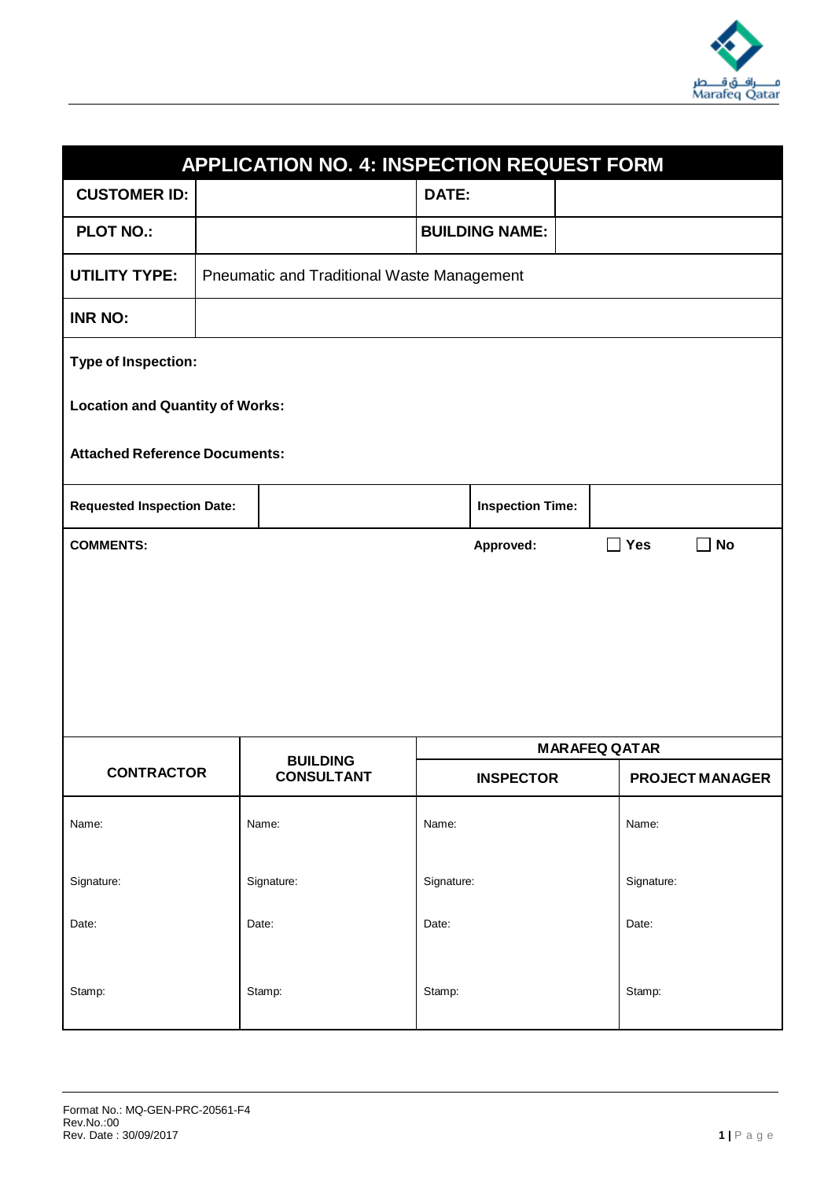# APPLICATION NO. 4: INSPECTION REQUEST FORM

| | | | |
|---|---|---|---|
| **CUSTOMER ID:** | | **DATE:** | |
| **PLOT NO.:** | | **BUILDING NAME:** | |
| **UTILITY TYPE:** | Pneumatic and Traditional Waste Management | | |
| **INR NO:** | | | |

**Type of Inspection:**

**Location and Quantity of Works:**

**Attached Reference Documents:**

| | | | |
|---|---|---|---|
| **Requested Inspection Date:** | | **Inspection Time:** | |

**COMMENTS:** **Approved:** ☐ **Yes** ☐ **No**

| **CONTRACTOR** | **BUILDING CONSULTANT** | **MARAFEQ QATAR** | |
|---|---|---|---|
| | | **INSPECTOR** | **PROJECT MANAGER** |
| Name: | Name: | Name: | Name: |
| Signature: | Signature: | Signature: | Signature: |
| Date: | Date: | Date: | Date: |
| Stamp: | Stamp: | Stamp: | Stamp: |

Format No.: MQ-GEN-PRC-20561-F4
Rev.No.:00
Rev. Date : 30/09/2017